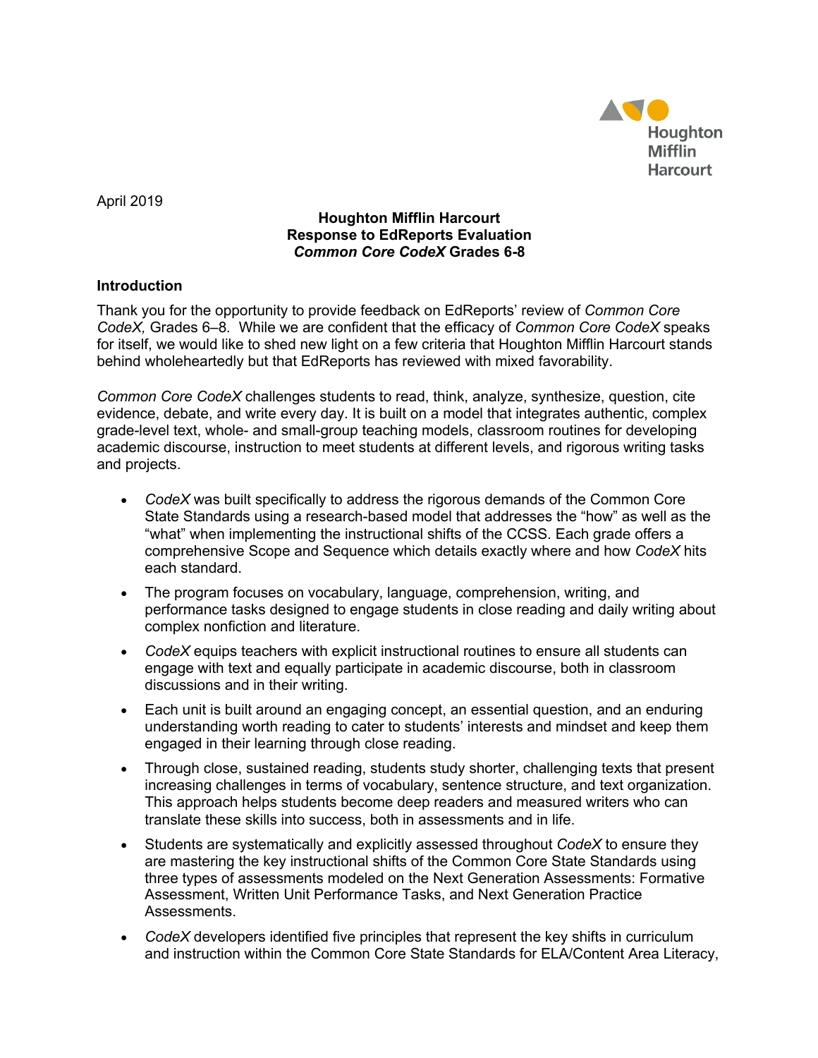Houghton Mifflin Harcourt

April 2019

**Houghton Mifflin Harcourt**
**Response to EdReports Evaluation**
***Common Core CodeX* Grades 6-8**

## Introduction

Thank you for the opportunity to provide feedback on EdReports' review of *Common Core CodeX,* Grades 6–8. While we are confident that the efficacy of *Common Core CodeX* speaks for itself, we would like to shed new light on a few criteria that Houghton Mifflin Harcourt stands behind wholeheartedly but that EdReports has reviewed with mixed favorability.

*Common Core CodeX* challenges students to read, think, analyze, synthesize, question, cite evidence, debate, and write every day. It is built on a model that integrates authentic, complex grade-level text, whole- and small-group teaching models, classroom routines for developing academic discourse, instruction to meet students at different levels, and rigorous writing tasks and projects.

- *CodeX* was built specifically to address the rigorous demands of the Common Core State Standards using a research-based model that addresses the "how" as well as the "what" when implementing the instructional shifts of the CCSS. Each grade offers a comprehensive Scope and Sequence which details exactly where and how *CodeX* hits each standard.
- The program focuses on vocabulary, language, comprehension, writing, and performance tasks designed to engage students in close reading and daily writing about complex nonfiction and literature.
- *CodeX* equips teachers with explicit instructional routines to ensure all students can engage with text and equally participate in academic discourse, both in classroom discussions and in their writing.
- Each unit is built around an engaging concept, an essential question, and an enduring understanding worth reading to cater to students' interests and mindset and keep them engaged in their learning through close reading.
- Through close, sustained reading, students study shorter, challenging texts that present increasing challenges in terms of vocabulary, sentence structure, and text organization. This approach helps students become deep readers and measured writers who can translate these skills into success, both in assessments and in life.
- Students are systematically and explicitly assessed throughout *CodeX* to ensure they are mastering the key instructional shifts of the Common Core State Standards using three types of assessments modeled on the Next Generation Assessments: Formative Assessment, Written Unit Performance Tasks, and Next Generation Practice Assessments.
- *CodeX* developers identified five principles that represent the key shifts in curriculum and instruction within the Common Core State Standards for ELA/Content Area Literacy,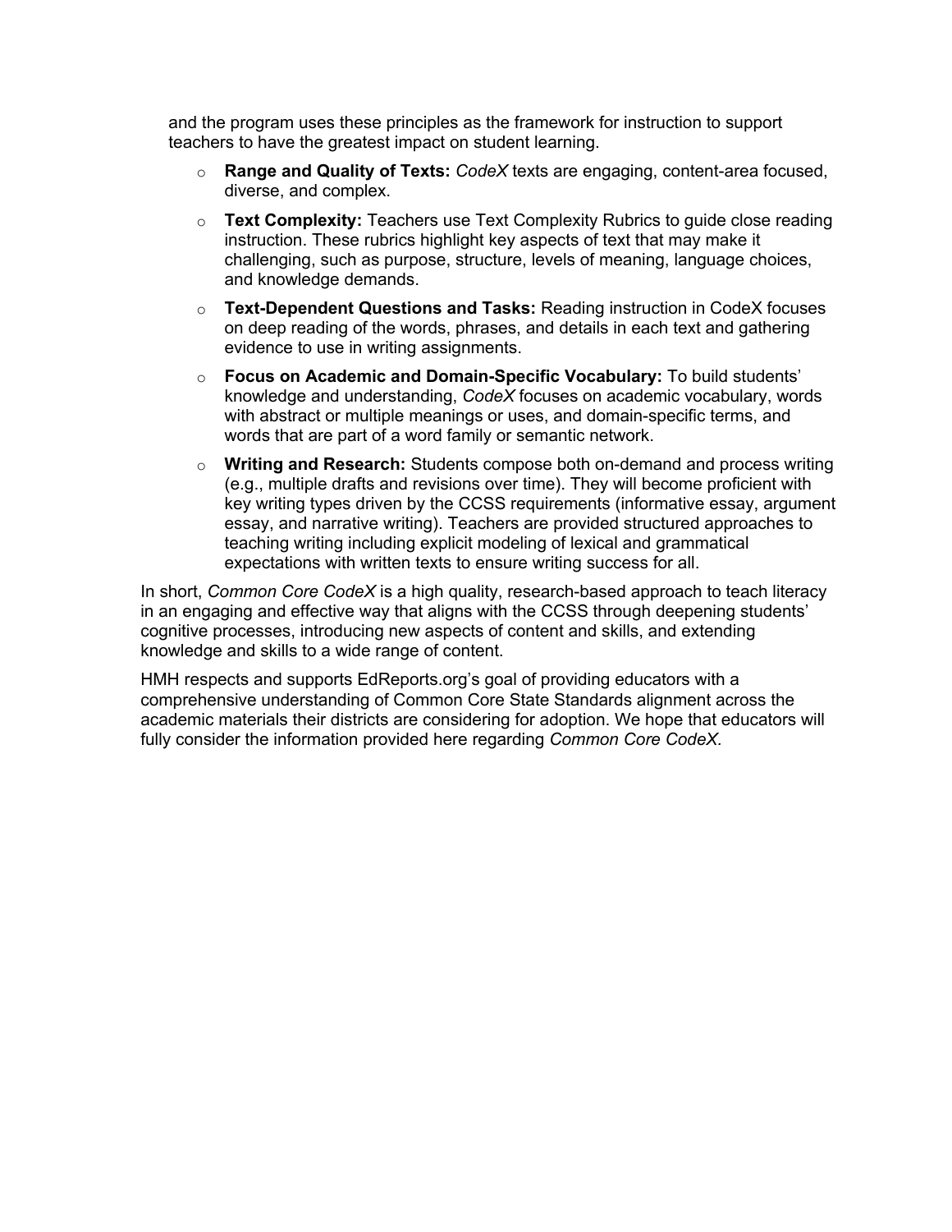and the program uses these principles as the framework for instruction to support teachers to have the greatest impact on student learning.

- **Range and Quality of Texts:** *CodeX* texts are engaging, content-area focused, diverse, and complex.
- **Text Complexity:** Teachers use Text Complexity Rubrics to guide close reading instruction. These rubrics highlight key aspects of text that may make it challenging, such as purpose, structure, levels of meaning, language choices, and knowledge demands.
- **Text-Dependent Questions and Tasks:** Reading instruction in CodeX focuses on deep reading of the words, phrases, and details in each text and gathering evidence to use in writing assignments.
- **Focus on Academic and Domain-Specific Vocabulary:** To build students' knowledge and understanding, *CodeX* focuses on academic vocabulary, words with abstract or multiple meanings or uses, and domain-specific terms, and words that are part of a word family or semantic network.
- **Writing and Research:** Students compose both on-demand and process writing (e.g., multiple drafts and revisions over time). They will become proficient with key writing types driven by the CCSS requirements (informative essay, argument essay, and narrative writing). Teachers are provided structured approaches to teaching writing including explicit modeling of lexical and grammatical expectations with written texts to ensure writing success for all.

In short, *Common Core CodeX* is a high quality, research-based approach to teach literacy in an engaging and effective way that aligns with the CCSS through deepening students' cognitive processes, introducing new aspects of content and skills, and extending knowledge and skills to a wide range of content.

HMH respects and supports EdReports.org's goal of providing educators with a comprehensive understanding of Common Core State Standards alignment across the academic materials their districts are considering for adoption. We hope that educators will fully consider the information provided here regarding *Common Core CodeX.*